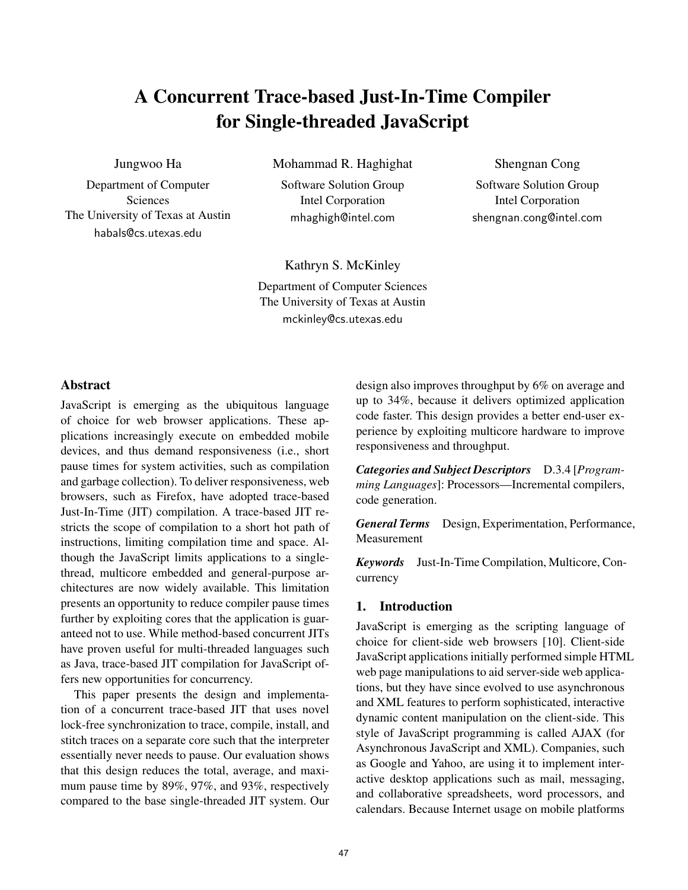# A Concurrent Trace-based Just-In-Time Compiler for Single-threaded JavaScript

Jungwoo Ha
Department of Computer Sciences
The University of Texas at Austin
habals@cs.utexas.edu

Mohammad R. Haghighat
Software Solution Group
Intel Corporation
mhaghigh@intel.com

Shengnan Cong
Software Solution Group
Intel Corporation
shengnan.cong@intel.com

Kathryn S. McKinley
Department of Computer Sciences
The University of Texas at Austin
mckinley@cs.utexas.edu

## Abstract

JavaScript is emerging as the ubiquitous language of choice for web browser applications. These applications increasingly execute on embedded mobile devices, and thus demand responsiveness (i.e., short pause times for system activities, such as compilation and garbage collection). To deliver responsiveness, web browsers, such as Firefox, have adopted trace-based Just-In-Time (JIT) compilation. A trace-based JIT restricts the scope of compilation to a short hot path of instructions, limiting compilation time and space. Although the JavaScript limits applications to a single-thread, multicore embedded and general-purpose architectures are now widely available. This limitation presents an opportunity to reduce compiler pause times further by exploiting cores that the application is guaranteed not to use. While method-based concurrent JITs have proven useful for multi-threaded languages such as Java, trace-based JIT compilation for JavaScript offers new opportunities for concurrency.

This paper presents the design and implementation of a concurrent trace-based JIT that uses novel lock-free synchronization to trace, compile, install, and stitch traces on a separate core such that the interpreter essentially never needs to pause. Our evaluation shows that this design reduces the total, average, and maximum pause time by 89%, 97%, and 93%, respectively compared to the base single-threaded JIT system. Our design also improves throughput by 6% on average and up to 34%, because it delivers optimized application code faster. This design provides a better end-user experience by exploiting multicore hardware to improve responsiveness and throughput.

***Categories and Subject Descriptors*** D.3.4 [*Programming Languages*]: Processors—Incremental compilers, code generation.

***General Terms*** Design, Experimentation, Performance, Measurement

***Keywords*** Just-In-Time Compilation, Multicore, Concurrency

## 1. Introduction

JavaScript is emerging as the scripting language of choice for client-side web browsers [10]. Client-side JavaScript applications initially performed simple HTML web page manipulations to aid server-side web applications, but they have since evolved to use asynchronous and XML features to perform sophisticated, interactive dynamic content manipulation on the client-side. This style of JavaScript programming is called AJAX (for Asynchronous JavaScript and XML). Companies, such as Google and Yahoo, are using it to implement interactive desktop applications such as mail, messaging, and collaborative spreadsheets, word processors, and calendars. Because Internet usage on mobile platforms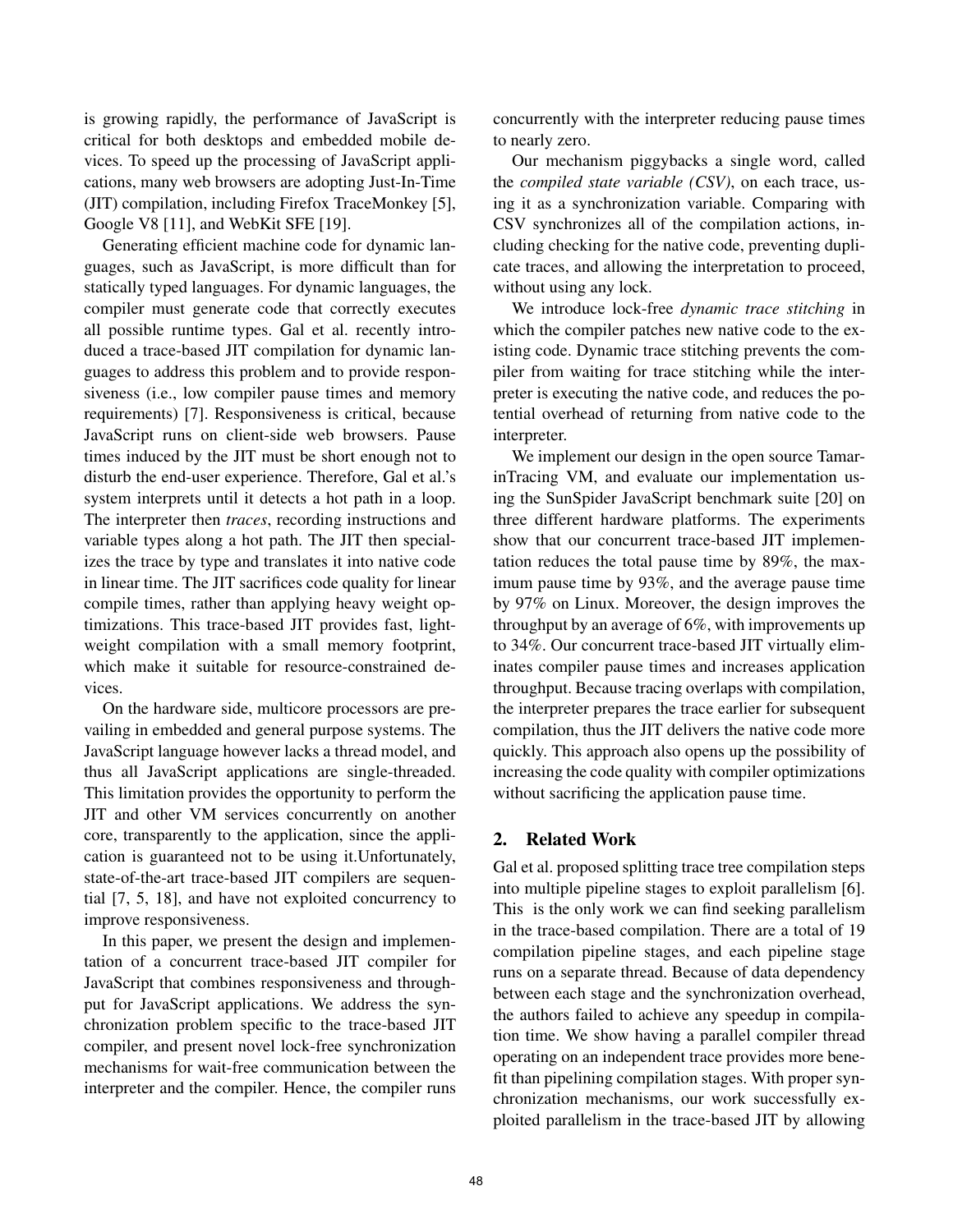is growing rapidly, the performance of JavaScript is critical for both desktops and embedded mobile devices. To speed up the processing of JavaScript applications, many web browsers are adopting Just-In-Time (JIT) compilation, including Firefox TraceMonkey [5], Google V8 [11], and WebKit SFE [19].

Generating efficient machine code for dynamic languages, such as JavaScript, is more difficult than for statically typed languages. For dynamic languages, the compiler must generate code that correctly executes all possible runtime types. Gal et al. recently introduced a trace-based JIT compilation for dynamic languages to address this problem and to provide responsiveness (i.e., low compiler pause times and memory requirements) [7]. Responsiveness is critical, because JavaScript runs on client-side web browsers. Pause times induced by the JIT must be short enough not to disturb the end-user experience. Therefore, Gal et al.'s system interprets until it detects a hot path in a loop. The interpreter then *traces*, recording instructions and variable types along a hot path. The JIT then specializes the trace by type and translates it into native code in linear time. The JIT sacrifices code quality for linear compile times, rather than applying heavy weight optimizations. This trace-based JIT provides fast, lightweight compilation with a small memory footprint, which make it suitable for resource-constrained devices.

On the hardware side, multicore processors are prevailing in embedded and general purpose systems. The JavaScript language however lacks a thread model, and thus all JavaScript applications are single-threaded. This limitation provides the opportunity to perform the JIT and other VM services concurrently on another core, transparently to the application, since the application is guaranteed not to be using it.Unfortunately, state-of-the-art trace-based JIT compilers are sequential [7, 5, 18], and have not exploited concurrency to improve responsiveness.

In this paper, we present the design and implementation of a concurrent trace-based JIT compiler for JavaScript that combines responsiveness and throughput for JavaScript applications. We address the synchronization problem specific to the trace-based JIT compiler, and present novel lock-free synchronization mechanisms for wait-free communication between the interpreter and the compiler. Hence, the compiler runs concurrently with the interpreter reducing pause times to nearly zero.

Our mechanism piggybacks a single word, called the *compiled state variable (CSV)*, on each trace, using it as a synchronization variable. Comparing with CSV synchronizes all of the compilation actions, including checking for the native code, preventing duplicate traces, and allowing the interpretation to proceed, without using any lock.

We introduce lock-free *dynamic trace stitching* in which the compiler patches new native code to the existing code. Dynamic trace stitching prevents the compiler from waiting for trace stitching while the interpreter is executing the native code, and reduces the potential overhead of returning from native code to the interpreter.

We implement our design in the open source TamarinTracing VM, and evaluate our implementation using the SunSpider JavaScript benchmark suite [20] on three different hardware platforms. The experiments show that our concurrent trace-based JIT implementation reduces the total pause time by 89%, the maximum pause time by 93%, and the average pause time by 97% on Linux. Moreover, the design improves the throughput by an average of 6%, with improvements up to 34%. Our concurrent trace-based JIT virtually eliminates compiler pause times and increases application throughput. Because tracing overlaps with compilation, the interpreter prepares the trace earlier for subsequent compilation, thus the JIT delivers the native code more quickly. This approach also opens up the possibility of increasing the code quality with compiler optimizations without sacrificing the application pause time.

## 2. Related Work

Gal et al. proposed splitting trace tree compilation steps into multiple pipeline stages to exploit parallelism [6]. This is the only work we can find seeking parallelism in the trace-based compilation. There are a total of 19 compilation pipeline stages, and each pipeline stage runs on a separate thread. Because of data dependency between each stage and the synchronization overhead, the authors failed to achieve any speedup in compilation time. We show having a parallel compiler thread operating on an independent trace provides more benefit than pipelining compilation stages. With proper synchronization mechanisms, our work successfully exploited parallelism in the trace-based JIT by allowing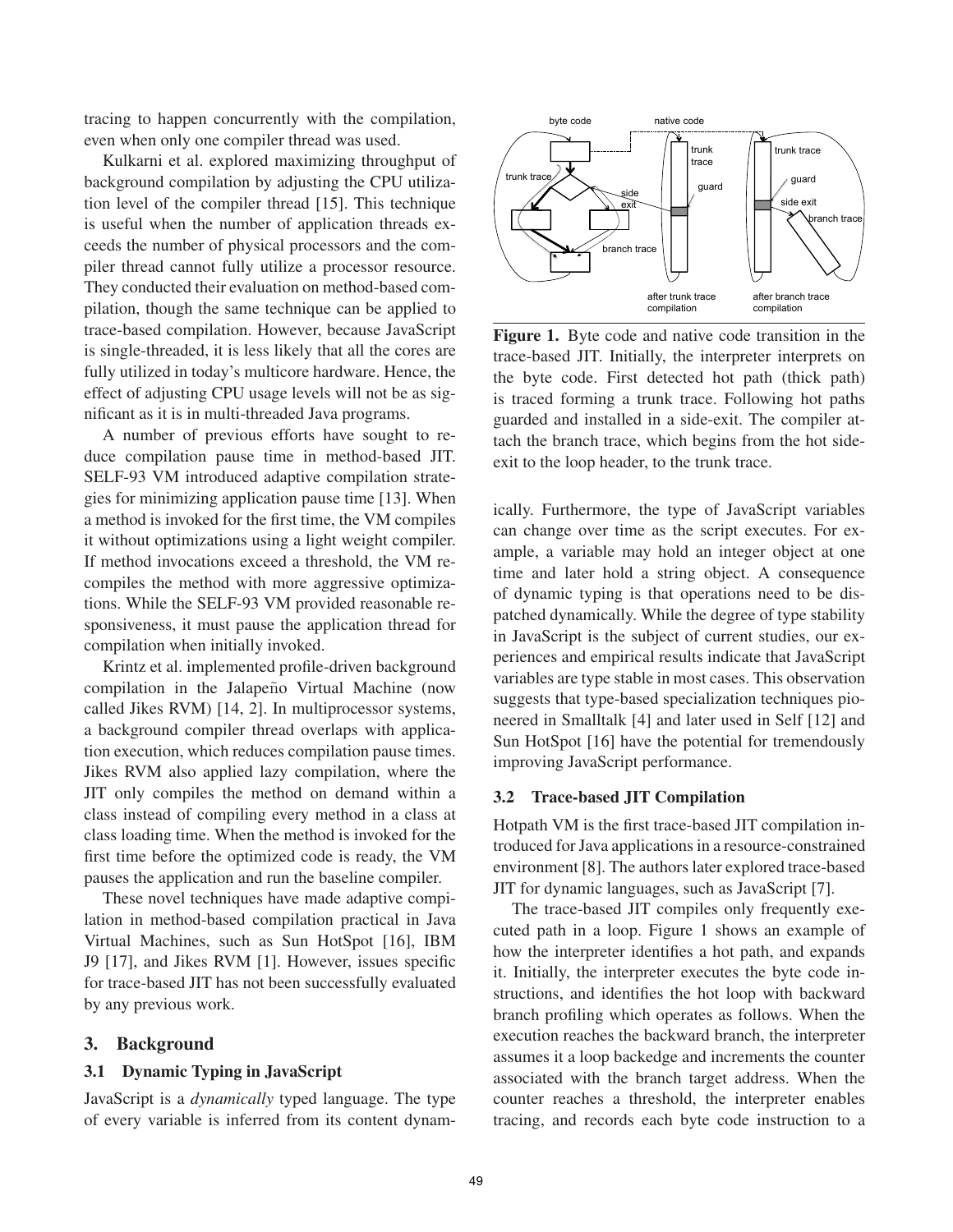tracing to happen concurrently with the compilation, even when only one compiler thread was used.

Kulkarni et al. explored maximizing throughput of background compilation by adjusting the CPU utilization level of the compiler thread [15]. This technique is useful when the number of application threads exceeds the number of physical processors and the compiler thread cannot fully utilize a processor resource. They conducted their evaluation on method-based compilation, though the same technique can be applied to trace-based compilation. However, because JavaScript is single-threaded, it is less likely that all the cores are fully utilized in today's multicore hardware. Hence, the effect of adjusting CPU usage levels will not be as significant as it is in multi-threaded Java programs.

A number of previous efforts have sought to reduce compilation pause time in method-based JIT. SELF-93 VM introduced adaptive compilation strategies for minimizing application pause time [13]. When a method is invoked for the first time, the VM compiles it without optimizations using a light weight compiler. If method invocations exceed a threshold, the VM recompiles the method with more aggressive optimizations. While the SELF-93 VM provided reasonable responsiveness, it must pause the application thread for compilation when initially invoked.

Krintz et al. implemented profile-driven background compilation in the Jalapeño Virtual Machine (now called Jikes RVM) [14, 2]. In multiprocessor systems, a background compiler thread overlaps with application execution, which reduces compilation pause times. Jikes RVM also applied lazy compilation, where the JIT only compiles the method on demand within a class instead of compiling every method in a class at class loading time. When the method is invoked for the first time before the optimized code is ready, the VM pauses the application and run the baseline compiler.

These novel techniques have made adaptive compilation in method-based compilation practical in Java Virtual Machines, such as Sun HotSpot [16], IBM J9 [17], and Jikes RVM [1]. However, issues specific for trace-based JIT has not been successfully evaluated by any previous work.

## 3. Background

### 3.1 Dynamic Typing in JavaScript

JavaScript is a *dynamically* typed language. The type of every variable is inferred from its content dynamically. Furthermore, the type of JavaScript variables can change over time as the script executes. For example, a variable may hold an integer object at one time and later hold a string object. A consequence of dynamic typing is that operations need to be dispatched dynamically. While the degree of type stability in JavaScript is the subject of current studies, our experiences and empirical results indicate that JavaScript variables are type stable in most cases. This observation suggests that type-based specialization techniques pioneered in Smalltalk [4] and later used in Self [12] and Sun HotSpot [16] have the potential for tremendously improving JavaScript performance.

**Figure 1.** Byte code and native code transition in the trace-based JIT. Initially, the interpreter interprets on the byte code. First detected hot path (thick path) is traced forming a trunk trace. Following hot paths guarded and installed in a side-exit. The compiler attach the branch trace, which begins from the hot side-exit to the loop header, to the trunk trace.

### 3.2 Trace-based JIT Compilation

Hotpath VM is the first trace-based JIT compilation introduced for Java applications in a resource-constrained environment [8]. The authors later explored trace-based JIT for dynamic languages, such as JavaScript [7].

The trace-based JIT compiles only frequently executed path in a loop. Figure 1 shows an example of how the interpreter identifies a hot path, and expands it. Initially, the interpreter executes the byte code instructions, and identifies the hot loop with backward branch profiling which operates as follows. When the execution reaches the backward branch, the interpreter assumes it a loop backedge and increments the counter associated with the branch target address. When the counter reaches a threshold, the interpreter enables tracing, and records each byte code instruction to a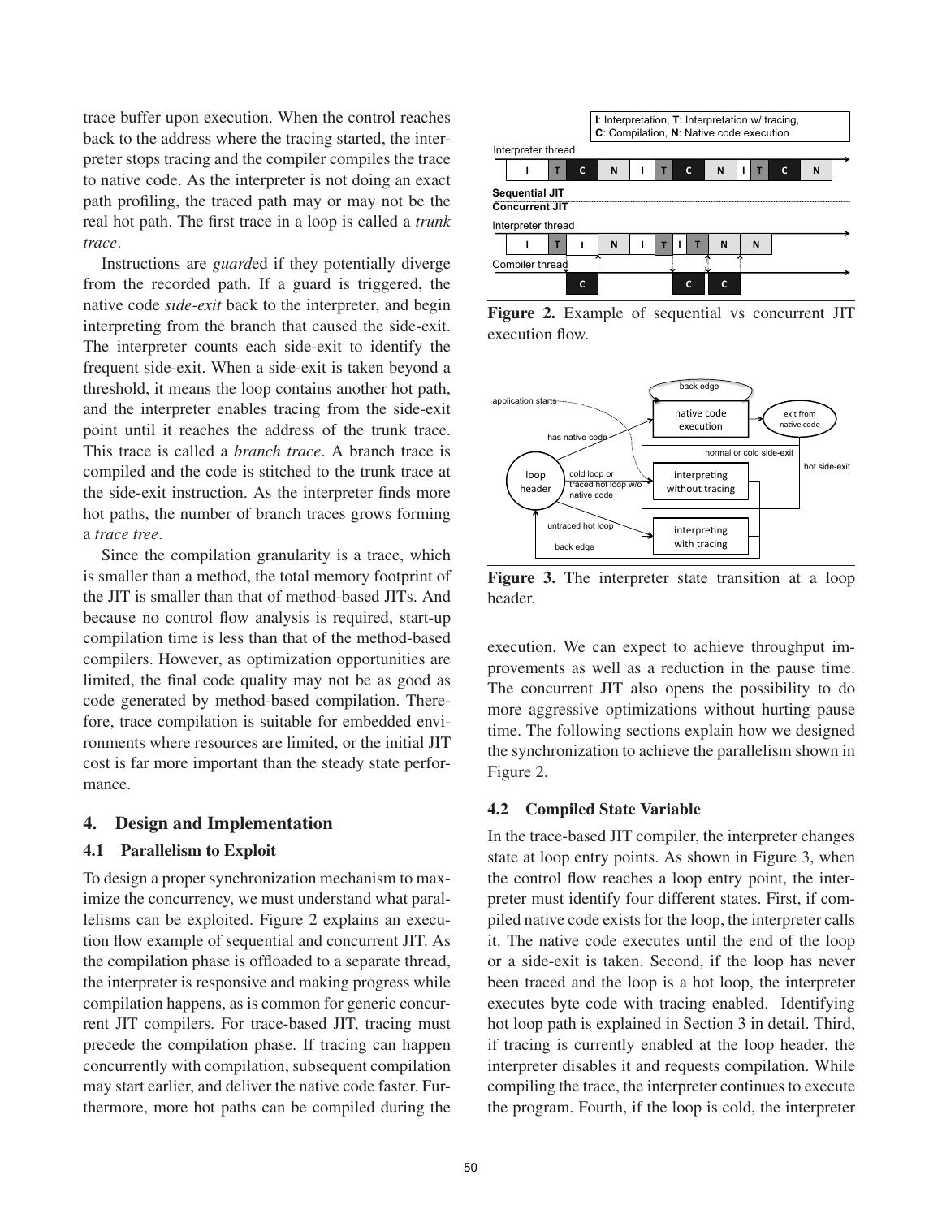trace buffer upon execution. When the control reaches back to the address where the tracing started, the interpreter stops tracing and the compiler compiles the trace to native code. As the interpreter is not doing an exact path profiling, the traced path may or may not be the real hot path. The first trace in a loop is called a *trunk trace*.

Instructions are *guard*ed if they potentially diverge from the recorded path. If a guard is triggered, the native code *side-exit* back to the interpreter, and begin interpreting from the branch that caused the side-exit. The interpreter counts each side-exit to identify the frequent side-exit. When a side-exit is taken beyond a threshold, it means the loop contains another hot path, and the interpreter enables tracing from the side-exit point until it reaches the address of the trunk trace. This trace is called a *branch trace*. A branch trace is compiled and the code is stitched to the trunk trace at the side-exit instruction. As the interpreter finds more hot paths, the number of branch traces grows forming a *trace tree*.

Since the compilation granularity is a trace, which is smaller than a method, the total memory footprint of the JIT is smaller than that of method-based JITs. And because no control flow analysis is required, start-up compilation time is less than that of the method-based compilers. However, as optimization opportunities are limited, the final code quality may not be as good as code generated by method-based compilation. Therefore, trace compilation is suitable for embedded environments where resources are limited, or the initial JIT cost is far more important than the steady state performance.

## 4. Design and Implementation

### 4.1 Parallelism to Exploit

To design a proper synchronization mechanism to maximize the concurrency, we must understand what parallelisms can be exploited. Figure 2 explains an execution flow example of sequential and concurrent JIT. As the compilation phase is offloaded to a separate thread, the interpreter is responsive and making progress while compilation happens, as is common for generic concurrent JIT compilers. For trace-based JIT, tracing must precede the compilation phase. If tracing can happen concurrently with compilation, subsequent compilation may start earlier, and deliver the native code faster. Furthermore, more hot paths can be compiled during the execution. We can expect to achieve throughput improvements as well as a reduction in the pause time. The concurrent JIT also opens the possibility to do more aggressive optimizations without hurting pause time. The following sections explain how we designed the synchronization to achieve the parallelism shown in Figure 2.

**Figure 2.** Example of sequential vs concurrent JIT execution flow.

**Figure 3.** The interpreter state transition at a loop header.

### 4.2 Compiled State Variable

In the trace-based JIT compiler, the interpreter changes state at loop entry points. As shown in Figure 3, when the control flow reaches a loop entry point, the interpreter must identify four different states. First, if compiled native code exists for the loop, the interpreter calls it. The native code executes until the end of the loop or a side-exit is taken. Second, if the loop has never been traced and the loop is a hot loop, the interpreter executes byte code with tracing enabled. Identifying hot loop path is explained in Section 3 in detail. Third, if tracing is currently enabled at the loop header, the interpreter disables it and requests compilation. While compiling the trace, the interpreter continues to execute the program. Fourth, if the loop is cold, the interpreter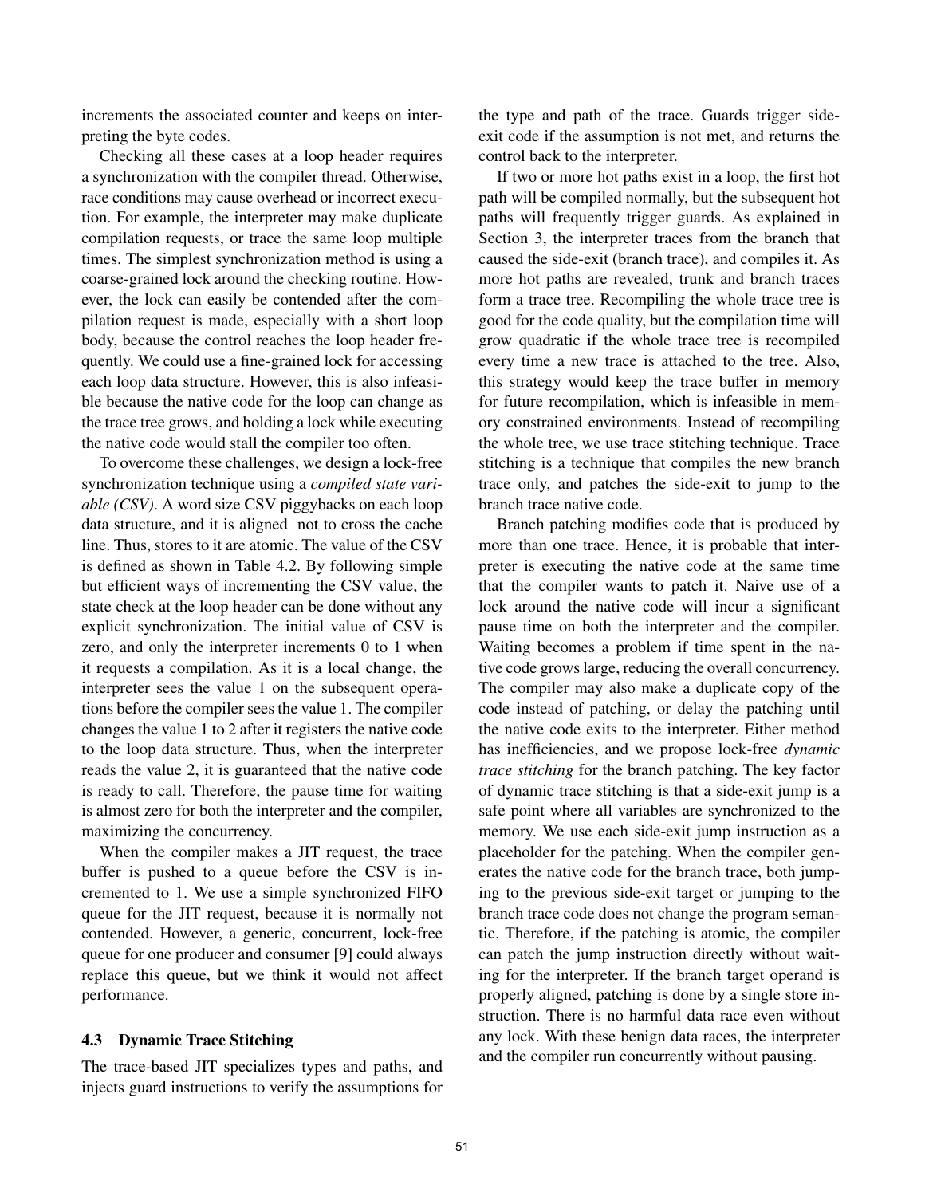increments the associated counter and keeps on interpreting the byte codes.

Checking all these cases at a loop header requires a synchronization with the compiler thread. Otherwise, race conditions may cause overhead or incorrect execution. For example, the interpreter may make duplicate compilation requests, or trace the same loop multiple times. The simplest synchronization method is using a coarse-grained lock around the checking routine. However, the lock can easily be contended after the compilation request is made, especially with a short loop body, because the control reaches the loop header frequently. We could use a fine-grained lock for accessing each loop data structure. However, this is also infeasible because the native code for the loop can change as the trace tree grows, and holding a lock while executing the native code would stall the compiler too often.

To overcome these challenges, we design a lock-free synchronization technique using a *compiled state variable (CSV)*. A word size CSV piggybacks on each loop data structure, and it is aligned not to cross the cache line. Thus, stores to it are atomic. The value of the CSV is defined as shown in Table 4.2. By following simple but efficient ways of incrementing the CSV value, the state check at the loop header can be done without any explicit synchronization. The initial value of CSV is zero, and only the interpreter increments 0 to 1 when it requests a compilation. As it is a local change, the interpreter sees the value 1 on the subsequent operations before the compiler sees the value 1. The compiler changes the value 1 to 2 after it registers the native code to the loop data structure. Thus, when the interpreter reads the value 2, it is guaranteed that the native code is ready to call. Therefore, the pause time for waiting is almost zero for both the interpreter and the compiler, maximizing the concurrency.

When the compiler makes a JIT request, the trace buffer is pushed to a queue before the CSV is incremented to 1. We use a simple synchronized FIFO queue for the JIT request, because it is normally not contended. However, a generic, concurrent, lock-free queue for one producer and consumer [9] could always replace this queue, but we think it would not affect performance.

### 4.3 Dynamic Trace Stitching

The trace-based JIT specializes types and paths, and injects guard instructions to verify the assumptions for the type and path of the trace. Guards trigger side-exit code if the assumption is not met, and returns the control back to the interpreter.

If two or more hot paths exist in a loop, the first hot path will be compiled normally, but the subsequent hot paths will frequently trigger guards. As explained in Section 3, the interpreter traces from the branch that caused the side-exit (branch trace), and compiles it. As more hot paths are revealed, trunk and branch traces form a trace tree. Recompiling the whole trace tree is good for the code quality, but the compilation time will grow quadratic if the whole trace tree is recompiled every time a new trace is attached to the tree. Also, this strategy would keep the trace buffer in memory for future recompilation, which is infeasible in memory constrained environments. Instead of recompiling the whole tree, we use trace stitching technique. Trace stitching is a technique that compiles the new branch trace only, and patches the side-exit to jump to the branch trace native code.

Branch patching modifies code that is produced by more than one trace. Hence, it is probable that interpreter is executing the native code at the same time that the compiler wants to patch it. Naive use of a lock around the native code will incur a significant pause time on both the interpreter and the compiler. Waiting becomes a problem if time spent in the native code grows large, reducing the overall concurrency. The compiler may also make a duplicate copy of the code instead of patching, or delay the patching until the native code exits to the interpreter. Either method has inefficiencies, and we propose lock-free *dynamic trace stitching* for the branch patching. The key factor of dynamic trace stitching is that a side-exit jump is a safe point where all variables are synchronized to the memory. We use each side-exit jump instruction as a placeholder for the patching. When the compiler generates the native code for the branch trace, both jumping to the previous side-exit target or jumping to the branch trace code does not change the program semantic. Therefore, if the patching is atomic, the compiler can patch the jump instruction directly without waiting for the interpreter. If the branch target operand is properly aligned, patching is done by a single store instruction. There is no harmful data race even without any lock. With these benign data races, the interpreter and the compiler run concurrently without pausing.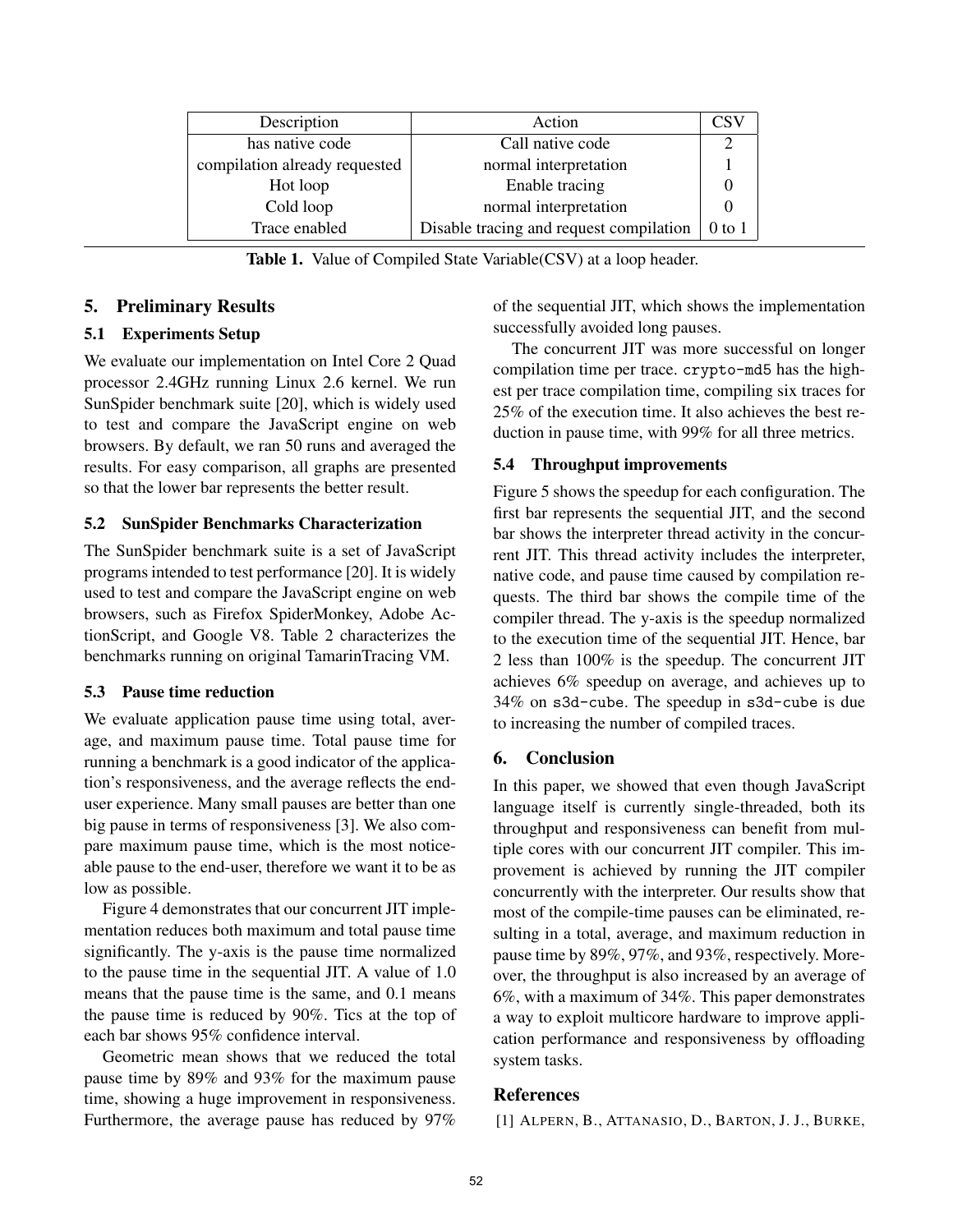| Description | Action | CSV |
|---|---|---|
| has native code | Call native code | 2 |
| compilation already requested | normal interpretation | 1 |
| Hot loop | Enable tracing | 0 |
| Cold loop | normal interpretation | 0 |
| Trace enabled | Disable tracing and request compilation | 0 to 1 |

**Table 1.** Value of Compiled State Variable(CSV) at a loop header.

## 5. Preliminary Results

### 5.1 Experiments Setup

We evaluate our implementation on Intel Core 2 Quad processor 2.4GHz running Linux 2.6 kernel. We run SunSpider benchmark suite [20], which is widely used to test and compare the JavaScript engine on web browsers. By default, we ran 50 runs and averaged the results. For easy comparison, all graphs are presented so that the lower bar represents the better result.

### 5.2 SunSpider Benchmarks Characterization

The SunSpider benchmark suite is a set of JavaScript programs intended to test performance [20]. It is widely used to test and compare the JavaScript engine on web browsers, such as Firefox SpiderMonkey, Adobe ActionScript, and Google V8. Table 2 characterizes the benchmarks running on original TamarinTracing VM.

### 5.3 Pause time reduction

We evaluate application pause time using total, average, and maximum pause time. Total pause time for running a benchmark is a good indicator of the application's responsiveness, and the average reflects the end-user experience. Many small pauses are better than one big pause in terms of responsiveness [3]. We also compare maximum pause time, which is the most noticeable pause to the end-user, therefore we want it to be as low as possible.

Figure 4 demonstrates that our concurrent JIT implementation reduces both maximum and total pause time significantly. The y-axis is the pause time normalized to the pause time in the sequential JIT. A value of 1.0 means that the pause time is the same, and 0.1 means the pause time is reduced by 90%. Tics at the top of each bar shows 95% confidence interval.

Geometric mean shows that we reduced the total pause time by 89% and 93% for the maximum pause time, showing a huge improvement in responsiveness. Furthermore, the average pause has reduced by 97% of the sequential JIT, which shows the implementation successfully avoided long pauses.

The concurrent JIT was more successful on longer compilation time per trace. `crypto-md5` has the highest per trace compilation time, compiling six traces for 25% of the execution time. It also achieves the best reduction in pause time, with 99% for all three metrics.

### 5.4 Throughput improvements

Figure 5 shows the speedup for each configuration. The first bar represents the sequential JIT, and the second bar shows the interpreter thread activity in the concurrent JIT. This thread activity includes the interpreter, native code, and pause time caused by compilation requests. The third bar shows the compile time of the compiler thread. The y-axis is the speedup normalized to the execution time of the sequential JIT. Hence, bar 2 less than 100% is the speedup. The concurrent JIT achieves 6% speedup on average, and achieves up to 34% on `s3d-cube`. The speedup in `s3d-cube` is due to increasing the number of compiled traces.

## 6. Conclusion

In this paper, we showed that even though JavaScript language itself is currently single-threaded, both its throughput and responsiveness can benefit from multiple cores with our concurrent JIT compiler. This improvement is achieved by running the JIT compiler concurrently with the interpreter. Our results show that most of the compile-time pauses can be eliminated, resulting in a total, average, and maximum reduction in pause time by 89%, 97%, and 93%, respectively. Moreover, the throughput is also increased by an average of 6%, with a maximum of 34%. This paper demonstrates a way to exploit multicore hardware to improve application performance and responsiveness by offloading system tasks.

## References

[1] ALPERN, B., ATTANASIO, D., BARTON, J. J., BURKE,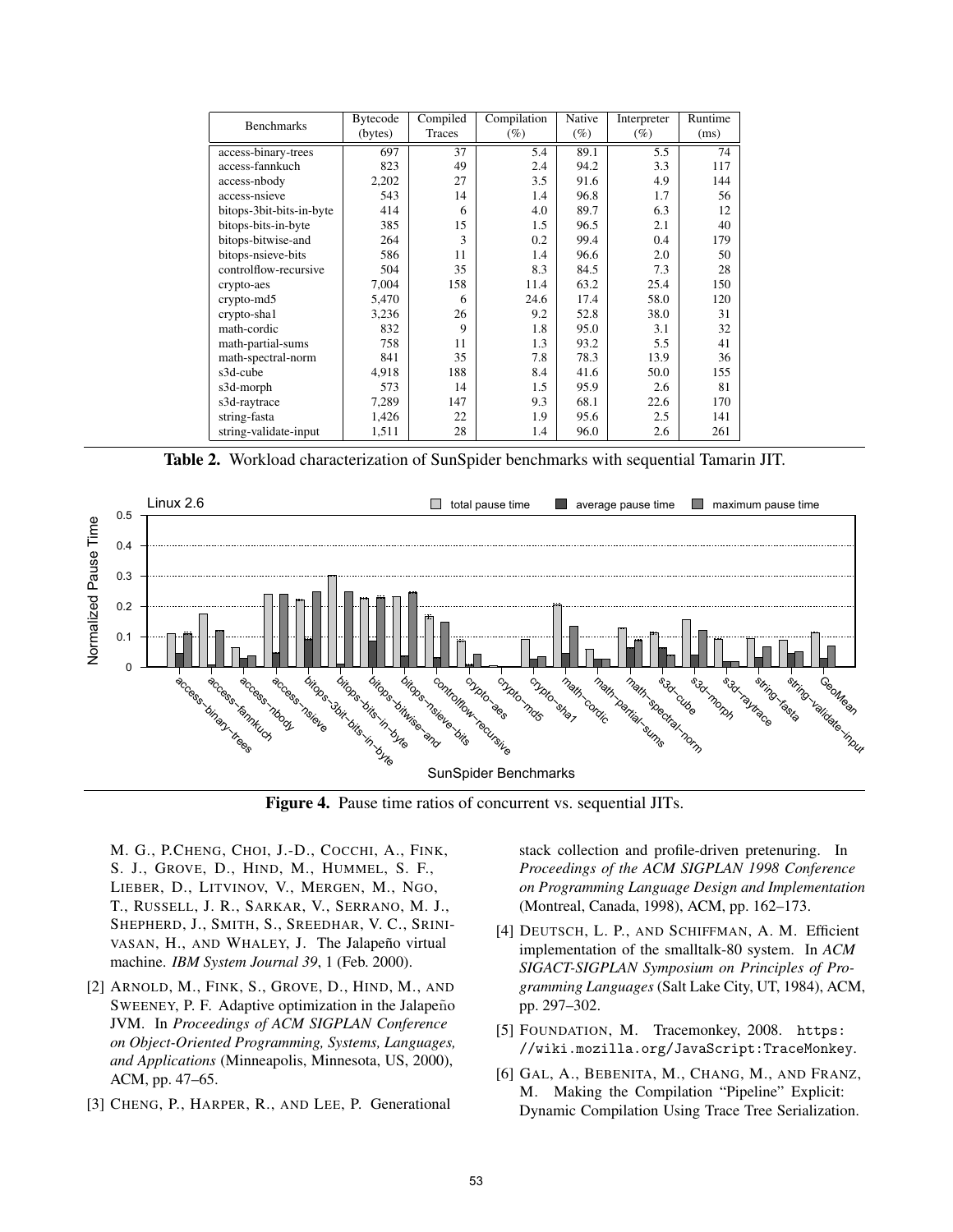| Benchmarks | Bytecode (bytes) | Compiled Traces | Compilation (%) | Native (%) | Interpreter (%) | Runtime (ms) |
|---|---|---|---|---|---|---|
| access-binary-trees | 697 | 37 | 5.4 | 89.1 | 5.5 | 74 |
| access-fannkuch | 823 | 49 | 2.4 | 94.2 | 3.3 | 117 |
| access-nbody | 2,202 | 27 | 3.5 | 91.6 | 4.9 | 144 |
| access-nsieve | 543 | 14 | 1.4 | 96.8 | 1.7 | 56 |
| bitops-3bit-bits-in-byte | 414 | 6 | 4.0 | 89.7 | 6.3 | 12 |
| bitops-bits-in-byte | 385 | 15 | 1.5 | 96.5 | 2.1 | 40 |
| bitops-bitwise-and | 264 | 3 | 0.2 | 99.4 | 0.4 | 179 |
| bitops-nsieve-bits | 586 | 11 | 1.4 | 96.6 | 2.0 | 50 |
| controlflow-recursive | 504 | 35 | 8.3 | 84.5 | 7.3 | 28 |
| crypto-aes | 7,004 | 158 | 11.4 | 63.2 | 25.4 | 150 |
| crypto-md5 | 5,470 | 6 | 24.6 | 17.4 | 58.0 | 120 |
| crypto-sha1 | 3,236 | 26 | 9.2 | 52.8 | 38.0 | 31 |
| math-cordic | 832 | 9 | 1.8 | 95.0 | 3.1 | 32 |
| math-partial-sums | 758 | 11 | 1.3 | 93.2 | 5.5 | 41 |
| math-spectral-norm | 841 | 35 | 7.8 | 78.3 | 13.9 | 36 |
| s3d-cube | 4,918 | 188 | 8.4 | 41.6 | 50.0 | 155 |
| s3d-morph | 573 | 14 | 1.5 | 95.9 | 2.6 | 81 |
| s3d-raytrace | 7,289 | 147 | 9.3 | 68.1 | 22.6 | 170 |
| string-fasta | 1,426 | 22 | 1.9 | 95.6 | 2.5 | 141 |
| string-validate-input | 1,511 | 28 | 1.4 | 96.0 | 2.6 | 261 |

**Table 2.** Workload characterization of SunSpider benchmarks with sequential Tamarin JIT.

**Figure 4.** Pause time ratios of concurrent vs. sequential JITs.

M. G., P.CHENG, CHOI, J.-D., COCCHI, A., FINK, S. J., GROVE, D., HIND, M., HUMMEL, S. F., LIEBER, D., LITVINOV, V., MERGEN, M., NGO, T., RUSSELL, J. R., SARKAR, V., SERRANO, M. J., SHEPHERD, J., SMITH, S., SREEDHAR, V. C., SRINIVASAN, H., AND WHALEY, J. The Jalapeño virtual machine. *IBM System Journal 39*, 1 (Feb. 2000).

[2] ARNOLD, M., FINK, S., GROVE, D., HIND, M., AND SWEENEY, P. F. Adaptive optimization in the Jalapeño JVM. In *Proceedings of ACM SIGPLAN Conference on Object-Oriented Programming, Systems, Languages, and Applications* (Minneapolis, Minnesota, US, 2000), ACM, pp. 47–65.

[3] CHENG, P., HARPER, R., AND LEE, P. Generational stack collection and profile-driven pretenuring. In *Proceedings of the ACM SIGPLAN 1998 Conference on Programming Language Design and Implementation* (Montreal, Canada, 1998), ACM, pp. 162–173.

[4] DEUTSCH, L. P., AND SCHIFFMAN, A. M. Efficient implementation of the smalltalk-80 system. In *ACM SIGACT-SIGPLAN Symposium on Principles of Programming Languages* (Salt Lake City, UT, 1984), ACM, pp. 297–302.

[5] FOUNDATION, M. Tracemonkey, 2008. https://wiki.mozilla.org/JavaScript:TraceMonkey.

[6] GAL, A., BEBENITA, M., CHANG, M., AND FRANZ, M. Making the Compilation "Pipeline" Explicit: Dynamic Compilation Using Trace Tree Serialization.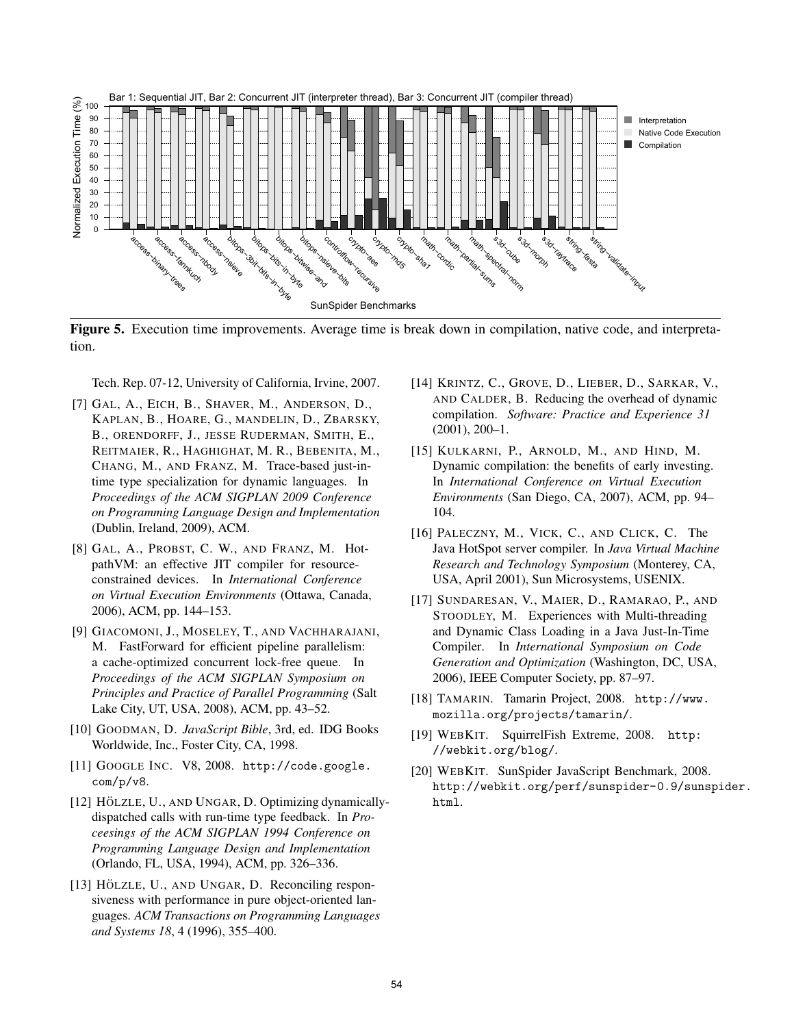Bar 1: Sequential JIT, Bar 2: Concurrent JIT (interpreter thread), Bar 3: Concurrent JIT (compiler thread)

Normalized Execution Time (%)

100
90
80
70
60
50
40
30
20
10
0

Interpretation
Native Code Execution
Compilation

access-binary-trees
access-fannkuch
access-nbody
access-nsieve
bitops-3bit-bits-in-byte
bitops-bits-in-byte
bitops-bitwise-and
bitops-nsieve-bits
controlflow-recursive
crypto-aes
crypto-md5
crypto-sha1
math-cordic
math-partial-sums
math-spectral-norm
s3d-cube
s3d-morph
s3d-raytrace
string-fasta
string-validate-input

SunSpider Benchmarks

**Figure 5.** Execution time improvements. Average time is break down in compilation, native code, and interpretation.

Tech. Rep. 07-12, University of California, Irvine, 2007.

[7] Gal, A., Eich, B., Shaver, M., Anderson, D., Kaplan, B., Hoare, G., Mandelin, D., Zbarsky, B., Orendorff, J., Jesse Ruderman, Smith, E., Reitmaier, R., Haghighat, M. R., Bebenita, M., Chang, M., and Franz, M. Trace-based just-in-time type specialization for dynamic languages. In *Proceedings of the ACM SIGPLAN 2009 Conference on Programming Language Design and Implementation* (Dublin, Ireland, 2009), ACM.

[8] Gal, A., Probst, C. W., and Franz, M. HotpathVM: an effective JIT compiler for resource-constrained devices. In *International Conference on Virtual Execution Environments* (Ottawa, Canada, 2006), ACM, pp. 144–153.

[9] Giacomoni, J., Moseley, T., and Vachharajani, M. FastForward for efficient pipeline parallelism: a cache-optimized concurrent lock-free queue. In *Proceedings of the ACM SIGPLAN Symposium on Principles and Practice of Parallel Programming* (Salt Lake City, UT, USA, 2008), ACM, pp. 43–52.

[10] Goodman, D. *JavaScript Bible*, 3rd, ed. IDG Books Worldwide, Inc., Foster City, CA, 1998.

[11] Google Inc. V8, 2008. `http://code.google.com/p/v8`.

[12] Hölzle, U., and Ungar, D. Optimizing dynamically-dispatched calls with run-time type feedback. In *Proceesings of the ACM SIGPLAN 1994 Conference on Programming Language Design and Implementation* (Orlando, FL, USA, 1994), ACM, pp. 326–336.

[13] Hölzle, U., and Ungar, D. Reconciling responsiveness with performance in pure object-oriented languages. *ACM Transactions on Programming Languages and Systems 18*, 4 (1996), 355–400.

[14] Krintz, C., Grove, D., Lieber, D., Sarkar, V., and Calder, B. Reducing the overhead of dynamic compilation. *Software: Practice and Experience 31* (2001), 200–1.

[15] Kulkarni, P., Arnold, M., and Hind, M. Dynamic compilation: the benefits of early investing. In *International Conference on Virtual Execution Environments* (San Diego, CA, 2007), ACM, pp. 94–104.

[16] Paleczny, M., Vick, C., and Click, C. The Java HotSpot server compiler. In *Java Virtual Machine Research and Technology Symposium* (Monterey, CA, USA, April 2001), Sun Microsystems, USENIX.

[17] Sundaresan, V., Maier, D., Ramarao, P., and Stoodley, M. Experiences with Multi-threading and Dynamic Class Loading in a Java Just-In-Time Compiler. In *International Symposium on Code Generation and Optimization* (Washington, DC, USA, 2006), IEEE Computer Society, pp. 87–97.

[18] Tamarin. Tamarin Project, 2008. `http://www.mozilla.org/projects/tamarin/`.

[19] WebKit. SquirrelFish Extreme, 2008. `http://webkit.org/blog/`.

[20] WebKit. SunSpider JavaScript Benchmark, 2008. `http://webkit.org/perf/sunspider-0.9/sunspider.html`.